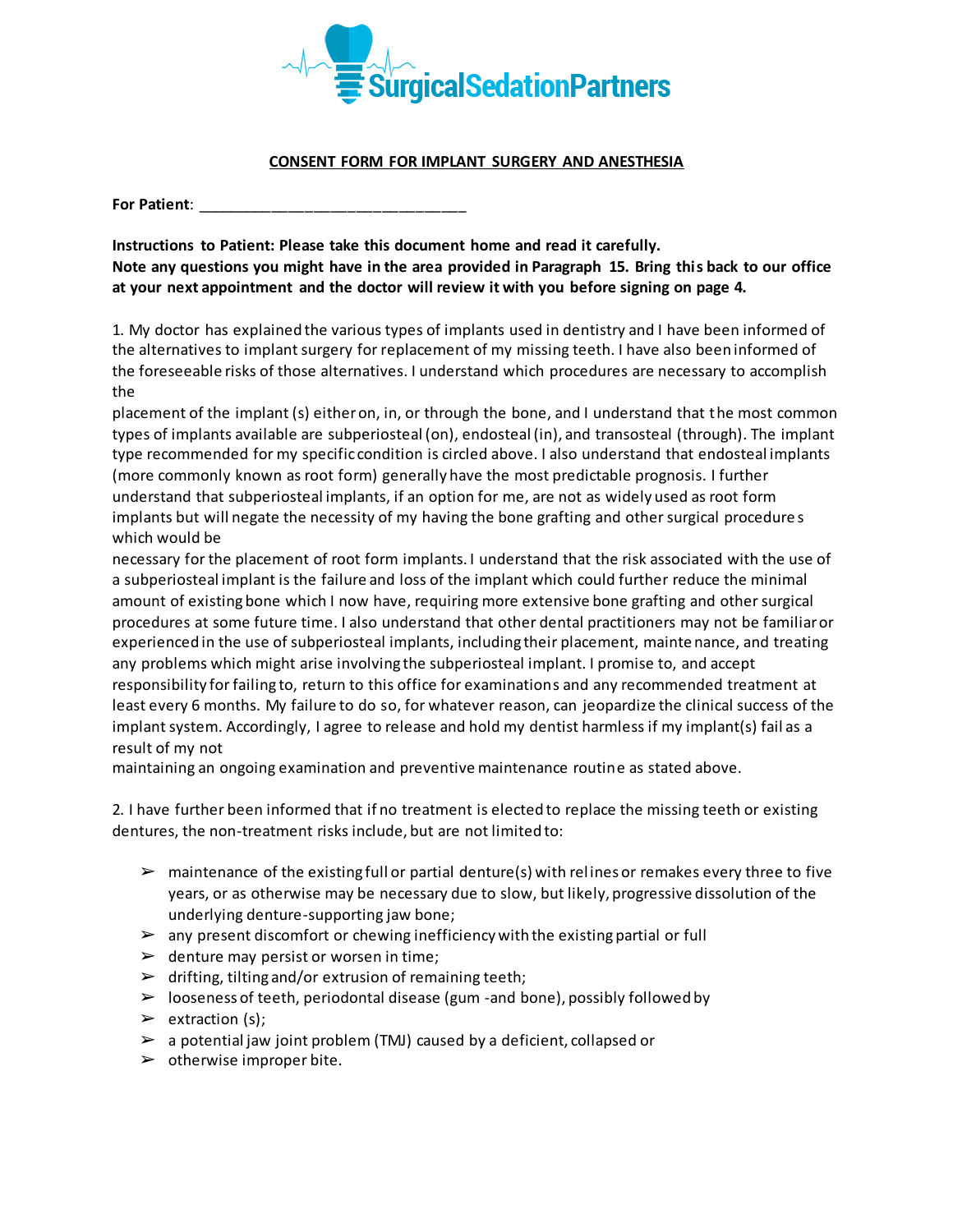SurgicalSedationPartners

## CONSENT FORM FOR IMPLANT SURGERY AND ANESTHESIA

**For Patient**: ________________________________

**Instructions to Patient: Please take this document home and read it carefully.**
**Note any questions you might have in the area provided in Paragraph 15. Bring this back to our office at your next appointment and the doctor will review it with you before signing on page 4.**

1. My doctor has explained the various types of implants used in dentistry and I have been informed of the alternatives to implant surgery for replacement of my missing teeth. I have also been informed of the foreseeable risks of those alternatives. I understand which procedures are necessary to accomplish the placement of the implant (s) either on, in, or through the bone, and I understand that the most common types of implants available are subperiosteal (on), endosteal (in), and transosteal (through). The implant type recommended for my specific condition is circled above. I also understand that endosteal implants (more commonly known as root form) generally have the most predictable prognosis. I further understand that subperiosteal implants, if an option for me, are not as widely used as root form implants but will negate the necessity of my having the bone grafting and other surgical procedures which would be necessary for the placement of root form implants. I understand that the risk associated with the use of a subperiosteal implant is the failure and loss of the implant which could further reduce the minimal amount of existing bone which I now have, requiring more extensive bone grafting and other surgical procedures at some future time. I also understand that other dental practitioners may not be familiar or experienced in the use of subperiosteal implants, including their placement, maintenance, and treating any problems which might arise involving the subperiosteal implant. I promise to, and accept responsibility for failing to, return to this office for examinations and any recommended treatment at least every 6 months. My failure to do so, for whatever reason, can jeopardize the clinical success of the implant system. Accordingly, I agree to release and hold my dentist harmless if my implant(s) fail as a result of my not maintaining an ongoing examination and preventive maintenance routine as stated above.

2. I have further been informed that if no treatment is elected to replace the missing teeth or existing dentures, the non-treatment risks include, but are not limited to:

- maintenance of the existing full or partial denture(s) with relines or remakes every three to five years, or as otherwise may be necessary due to slow, but likely, progressive dissolution of the underlying denture-supporting jaw bone;
- any present discomfort or chewing inefficiency with the existing partial or full
- denture may persist or worsen in time;
- drifting, tilting and/or extrusion of remaining teeth;
- looseness of teeth, periodontal disease (gum -and bone), possibly followed by
- extraction (s);
- a potential jaw joint problem (TMJ) caused by a deficient, collapsed or
- otherwise improper bite.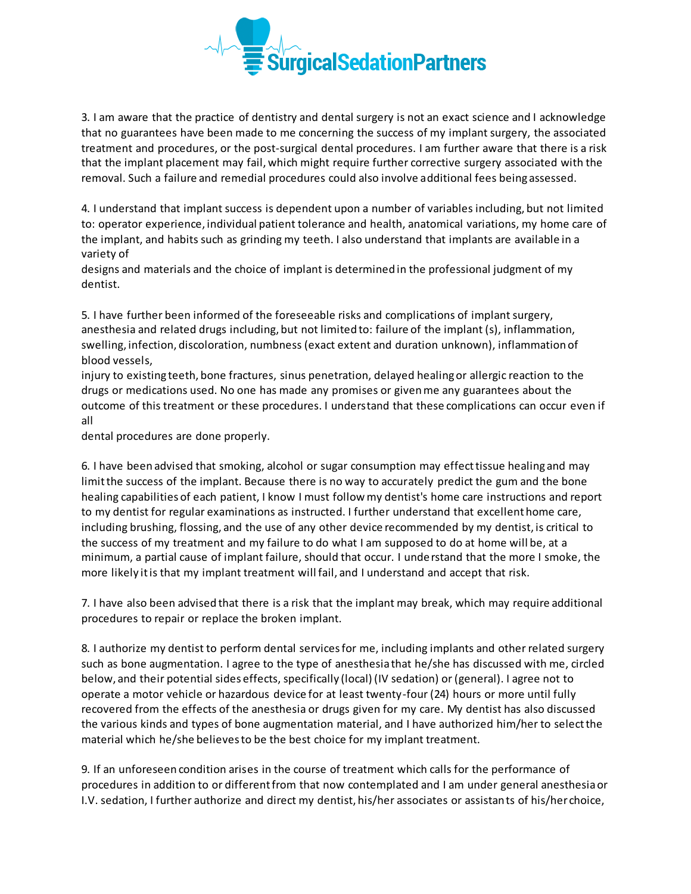3. I am aware that the practice of dentistry and dental surgery is not an exact science and I acknowledge that no guarantees have been made to me concerning the success of my implant surgery, the associated treatment and procedures, or the post-surgical dental procedures. I am further aware that there is a risk that the implant placement may fail, which might require further corrective surgery associated with the removal. Such a failure and remedial procedures could also involve additional fees being assessed.

4. I understand that implant success is dependent upon a number of variables including, but not limited to: operator experience, individual patient tolerance and health, anatomical variations, my home care of the implant, and habits such as grinding my teeth. I also understand that implants are available in a variety of designs and materials and the choice of implant is determined in the professional judgment of my dentist.

5. I have further been informed of the foreseeable risks and complications of implant surgery, anesthesia and related drugs including, but not limited to: failure of the implant (s), inflammation, swelling, infection, discoloration, numbness (exact extent and duration unknown), inflammation of blood vessels, injury to existing teeth, bone fractures, sinus penetration, delayed healing or allergic reaction to the drugs or medications used. No one has made any promises or given me any guarantees about the outcome of this treatment or these procedures. I understand that these complications can occur even if all dental procedures are done properly.

6. I have been advised that smoking, alcohol or sugar consumption may effect tissue healing and may limit the success of the implant. Because there is no way to accurately predict the gum and the bone healing capabilities of each patient, I know I must follow my dentist's home care instructions and report to my dentist for regular examinations as instructed. I further understand that excellent home care, including brushing, flossing, and the use of any other device recommended by my dentist, is critical to the success of my treatment and my failure to do what I am supposed to do at home will be, at a minimum, a partial cause of implant failure, should that occur. I understand that the more I smoke, the more likely it is that my implant treatment will fail, and I understand and accept that risk.

7. I have also been advised that there is a risk that the implant may break, which may require additional procedures to repair or replace the broken implant.

8. I authorize my dentist to perform dental services for me, including implants and other related surgery such as bone augmentation. I agree to the type of anesthesia that he/she has discussed with me, circled below, and their potential sides effects, specifically (local) (IV sedation) or (general). I agree not to operate a motor vehicle or hazardous device for at least twenty-four (24) hours or more until fully recovered from the effects of the anesthesia or drugs given for my care. My dentist has also discussed the various kinds and types of bone augmentation material, and I have authorized him/her to select the material which he/she believes to be the best choice for my implant treatment.

9. If an unforeseen condition arises in the course of treatment which calls for the performance of procedures in addition to or different from that now contemplated and I am under general anesthesia or I.V. sedation, I further authorize and direct my dentist, his/her associates or assistants of his/her choice,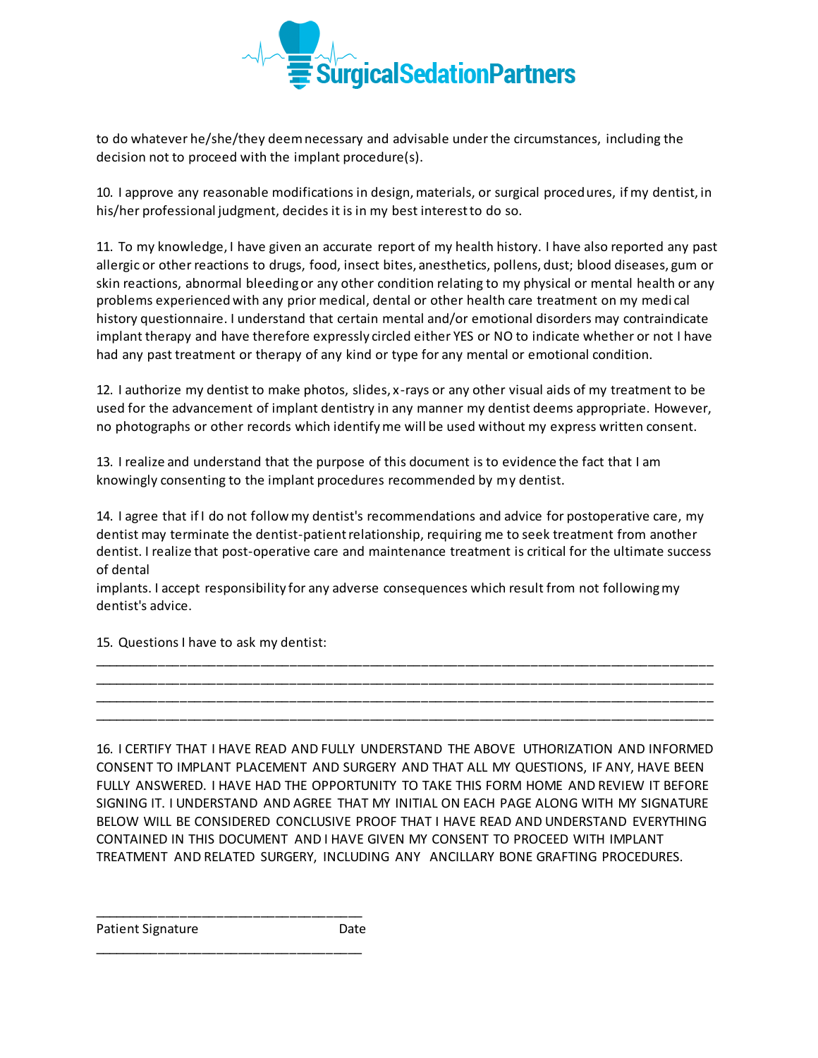to do whatever he/she/they deem necessary and advisable under the circumstances, including the decision not to proceed with the implant procedure(s).

10. I approve any reasonable modifications in design, materials, or surgical procedures, if my dentist, in his/her professional judgment, decides it is in my best interest to do so.

11. To my knowledge, I have given an accurate report of my health history. I have also reported any past allergic or other reactions to drugs, food, insect bites, anesthetics, pollens, dust; blood diseases, gum or skin reactions, abnormal bleeding or any other condition relating to my physical or mental health or any problems experienced with any prior medical, dental or other health care treatment on my medical history questionnaire. I understand that certain mental and/or emotional disorders may contraindicate implant therapy and have therefore expressly circled either YES or NO to indicate whether or not I have had any past treatment or therapy of any kind or type for any mental or emotional condition.

12. I authorize my dentist to make photos, slides, x-rays or any other visual aids of my treatment to be used for the advancement of implant dentistry in any manner my dentist deems appropriate. However, no photographs or other records which identify me will be used without my express written consent.

13. I realize and understand that the purpose of this document is to evidence the fact that I am knowingly consenting to the implant procedures recommended by my dentist.

14. I agree that if I do not follow my dentist's recommendations and advice for postoperative care, my dentist may terminate the dentist-patient relationship, requiring me to seek treatment from another dentist. I realize that post-operative care and maintenance treatment is critical for the ultimate success of dental
implants. I accept responsibility for any adverse consequences which result from not following my dentist's advice.

15. Questions I have to ask my dentist:

________________________________________________________________________________
________________________________________________________________________________
________________________________________________________________________________
________________________________________________________________________________

16. I CERTIFY THAT I HAVE READ AND FULLY UNDERSTAND THE ABOVE UTHORIZATION AND INFORMED CONSENT TO IMPLANT PLACEMENT AND SURGERY AND THAT ALL MY QUESTIONS, IF ANY, HAVE BEEN FULLY ANSWERED. I HAVE HAD THE OPPORTUNITY TO TAKE THIS FORM HOME AND REVIEW IT BEFORE SIGNING IT. I UNDERSTAND AND AGREE THAT MY INITIAL ON EACH PAGE ALONG WITH MY SIGNATURE BELOW WILL BE CONSIDERED CONCLUSIVE PROOF THAT I HAVE READ AND UNDERSTAND EVERYTHING CONTAINED IN THIS DOCUMENT AND I HAVE GIVEN MY CONSENT TO PROCEED WITH IMPLANT TREATMENT AND RELATED SURGERY, INCLUDING ANY ANCILLARY BONE GRAFTING PROCEDURES.

___________________________________
Patient Signature Date

___________________________________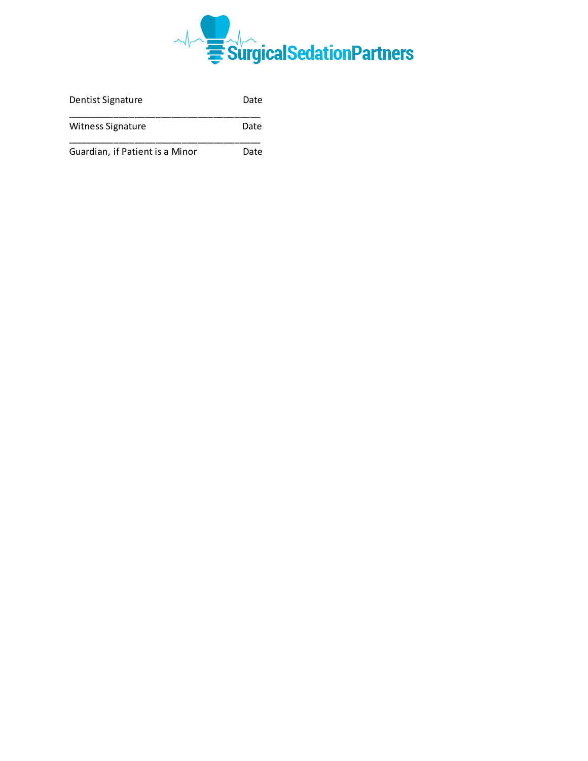Dentist Signature Date

________________________________________

Witness Signature Date

________________________________________

Guardian, if Patient is a Minor Date